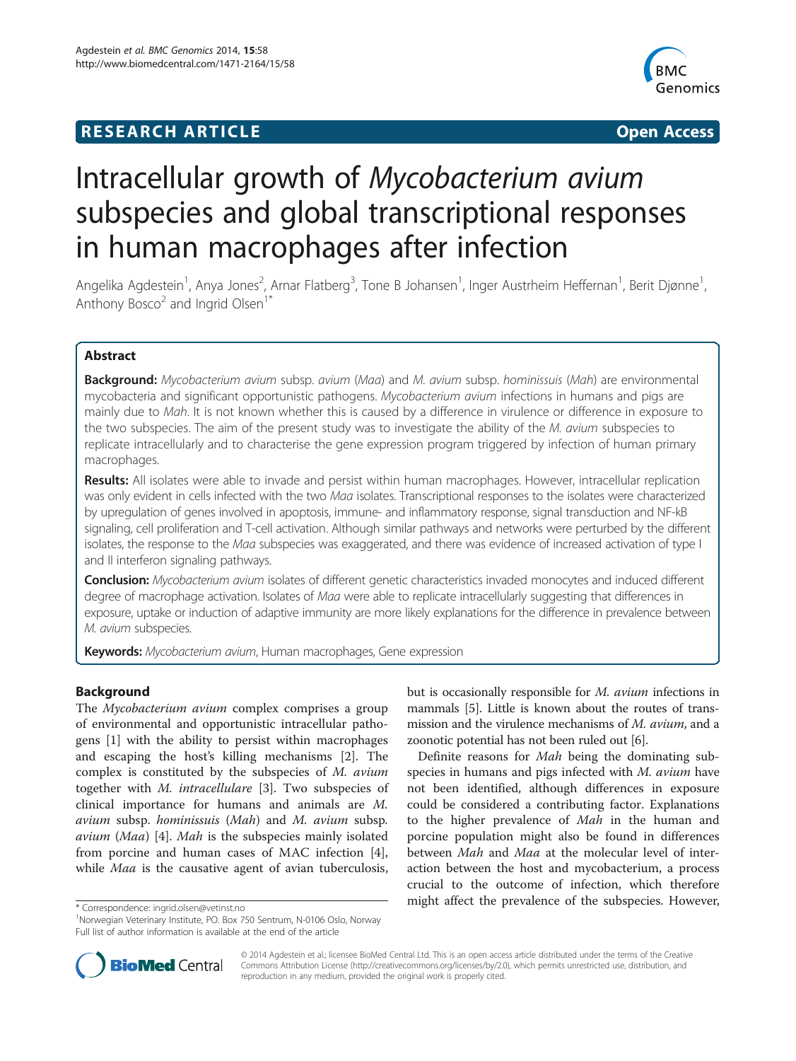**RESEARCH ARTICLE** **Open Access**

# Intracellular growth of *Mycobacterium avium* subspecies and global transcriptional responses in human macrophages after infection

Angelika Agdestein[1], Anya Jones[2], Arnar Flatberg[3], Tone B Johansen[1], Inger Austrheim Heffernan[1], Berit Djønne[1], Anthony Bosco[2] and Ingrid Olsen[1*]

## Abstract

**Background:** *Mycobacterium avium* subsp. *avium* (*Maa*) and *M. avium* subsp. *hominissuis* (*Mah*) are environmental mycobacteria and significant opportunistic pathogens. *Mycobacterium avium* infections in humans and pigs are mainly due to *Mah*. It is not known whether this is caused by a difference in virulence or difference in exposure to the two subspecies. The aim of the present study was to investigate the ability of the *M. avium* subspecies to replicate intracellularly and to characterise the gene expression program triggered by infection of human primary macrophages.

**Results:** All isolates were able to invade and persist within human macrophages. However, intracellular replication was only evident in cells infected with the two *Maa* isolates. Transcriptional responses to the isolates were characterized by upregulation of genes involved in apoptosis, immune- and inflammatory response, signal transduction and NF-kB signaling, cell proliferation and T-cell activation. Although similar pathways and networks were perturbed by the different isolates, the response to the *Maa* subspecies was exaggerated, and there was evidence of increased activation of type I and II interferon signaling pathways.

**Conclusion:** *Mycobacterium avium* isolates of different genetic characteristics invaded monocytes and induced different degree of macrophage activation. Isolates of *Maa* were able to replicate intracellularly suggesting that differences in exposure, uptake or induction of adaptive immunity are more likely explanations for the difference in prevalence between *M. avium* subspecies.

**Keywords:** *Mycobacterium avium*, Human macrophages, Gene expression

## Background

The *Mycobacterium avium* complex comprises a group of environmental and opportunistic intracellular pathogens [1] with the ability to persist within macrophages and escaping the host's killing mechanisms [2]. The complex is constituted by the subspecies of *M. avium* together with *M. intracellulare* [3]. Two subspecies of clinical importance for humans and animals are *M. avium* subsp. *hominissuis* (*Mah*) and *M. avium* subsp. *avium* (*Maa*) [4]. *Mah* is the subspecies mainly isolated from porcine and human cases of MAC infection [4], while *Maa* is the causative agent of avian tuberculosis, but is occasionally responsible for *M. avium* infections in mammals [5]. Little is known about the routes of transmission and the virulence mechanisms of *M. avium*, and a zoonotic potential has not been ruled out [6].

Definite reasons for *Mah* being the dominating subspecies in humans and pigs infected with *M. avium* have not been identified, although differences in exposure could be considered a contributing factor. Explanations to the higher prevalence of *Mah* in the human and porcine population might also be found in differences between *Mah* and *Maa* at the molecular level of interaction between the host and mycobacterium, a process crucial to the outcome of infection, which therefore might affect the prevalence of the subspecies. However,

\* Correspondence: ingrid.olsen@vetinst.no
[1]Norwegian Veterinary Institute, P.O. Box 750 Sentrum, N-0106 Oslo, Norway
Full list of author information is available at the end of the article

© 2014 Agdestein et al.; licensee BioMed Central Ltd. This is an open access article distributed under the terms of the Creative Commons Attribution License (http://creativecommons.org/licenses/by/2.0), which permits unrestricted use, distribution, and reproduction in any medium, provided the original work is properly cited.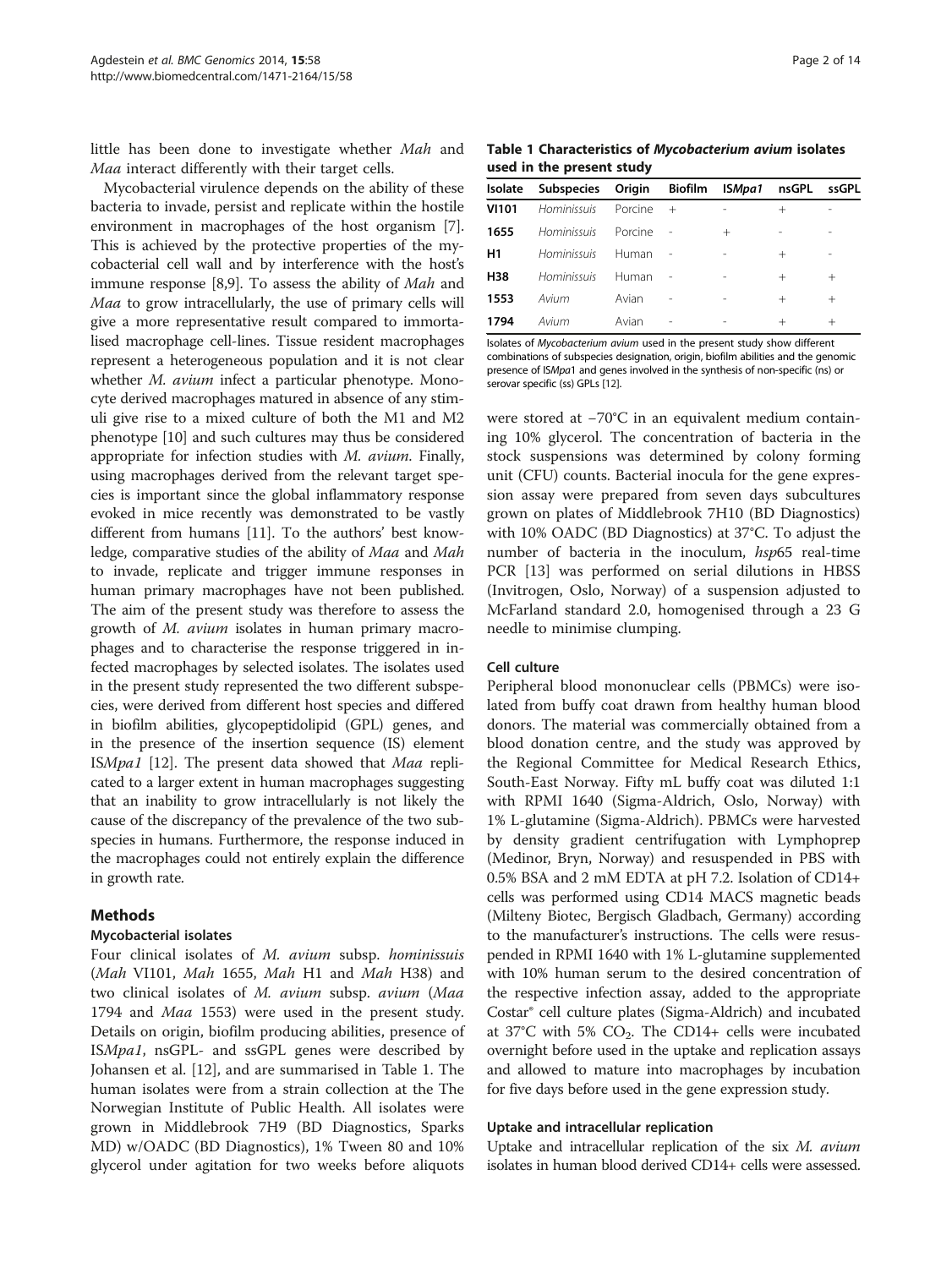little has been done to investigate whether *Mah* and *Maa* interact differently with their target cells.

Mycobacterial virulence depends on the ability of these bacteria to invade, persist and replicate within the hostile environment in macrophages of the host organism [7]. This is achieved by the protective properties of the mycobacterial cell wall and by interference with the host's immune response [8,9]. To assess the ability of *Mah* and *Maa* to grow intracellularly, the use of primary cells will give a more representative result compared to immortalised macrophage cell-lines. Tissue resident macrophages represent a heterogeneous population and it is not clear whether *M. avium* infect a particular phenotype. Monocyte derived macrophages matured in absence of any stimuli give rise to a mixed culture of both the M1 and M2 phenotype [10] and such cultures may thus be considered appropriate for infection studies with *M. avium*. Finally, using macrophages derived from the relevant target species is important since the global inflammatory response evoked in mice recently was demonstrated to be vastly different from humans [11]. To the authors' best knowledge, comparative studies of the ability of *Maa* and *Mah* to invade, replicate and trigger immune responses in human primary macrophages have not been published. The aim of the present study was therefore to assess the growth of *M. avium* isolates in human primary macrophages and to characterise the response triggered in infected macrophages by selected isolates. The isolates used in the present study represented the two different subspecies, were derived from different host species and differed in biofilm abilities, glycopeptidolipid (GPL) genes, and in the presence of the insertion sequence (IS) element IS*Mpa1* [12]. The present data showed that *Maa* replicated to a larger extent in human macrophages suggesting that an inability to grow intracellularly is not likely the cause of the discrepancy of the prevalence of the two subspecies in humans. Furthermore, the response induced in the macrophages could not entirely explain the difference in growth rate.

## Methods

### Mycobacterial isolates

Four clinical isolates of *M. avium* subsp. *hominissuis* (*Mah* VI101, *Mah* 1655, *Mah* H1 and *Mah* H38) and two clinical isolates of *M. avium* subsp. *avium* (*Maa* 1794 and *Maa* 1553) were used in the present study. Details on origin, biofilm producing abilities, presence of IS*Mpa1*, nsGPL- and ssGPL genes were described by Johansen et al. [12], and are summarised in Table 1. The human isolates were from a strain collection at the The Norwegian Institute of Public Health. All isolates were grown in Middlebrook 7H9 (BD Diagnostics, Sparks MD) w/OADC (BD Diagnostics), 1% Tween 80 and 10% glycerol under agitation for two weeks before aliquots were stored at −70°C in an equivalent medium containing 10% glycerol. The concentration of bacteria in the stock suspensions was determined by colony forming unit (CFU) counts. Bacterial inocula for the gene expression assay were prepared from seven days subcultures grown on plates of Middlebrook 7H10 (BD Diagnostics) with 10% OADC (BD Diagnostics) at 37°C. To adjust the number of bacteria in the inoculum, *hsp*65 real-time PCR [13] was performed on serial dilutions in HBSS (Invitrogen, Oslo, Norway) of a suspension adjusted to McFarland standard 2.0, homogenised through a 23 G needle to minimise clumping.

**Table 1 Characteristics of *Mycobacterium avium* isolates used in the present study**

| Isolate | Subspecies | Origin | Biofilm | IS*Mpa1* | nsGPL | ssGPL |
|---|---|---|---|---|---|---|
| **VI101** | *Hominissuis* | Porcine | + | - | + | - |
| **1655** | *Hominissuis* | Porcine | - | + | - | - |
| **H1** | *Hominissuis* | Human | - | - | + | - |
| **H38** | *Hominissuis* | Human | - | - | + | + |
| **1553** | *Avium* | Avian | - | - | + | + |
| **1794** | *Avium* | Avian | - | - | + | + |

Isolates of *Mycobacterium avium* used in the present study show different combinations of subspecies designation, origin, biofilm abilities and the genomic presence of IS*Mpa1* and genes involved in the synthesis of non-specific (ns) or serovar specific (ss) GPLs [12].

### Cell culture

Peripheral blood mononuclear cells (PBMCs) were isolated from buffy coat drawn from healthy human blood donors. The material was commercially obtained from a blood donation centre, and the study was approved by the Regional Committee for Medical Research Ethics, South-East Norway. Fifty mL buffy coat was diluted 1:1 with RPMI 1640 (Sigma-Aldrich, Oslo, Norway) with 1% L-glutamine (Sigma-Aldrich). PBMCs were harvested by density gradient centrifugation with Lymphoprep (Medinor, Bryn, Norway) and resuspended in PBS with 0.5% BSA and 2 mM EDTA at pH 7.2. Isolation of CD14+ cells was performed using CD14 MACS magnetic beads (Milteny Biotec, Bergisch Gladbach, Germany) according to the manufacturer's instructions. The cells were resuspended in RPMI 1640 with 1% L-glutamine supplemented with 10% human serum to the desired concentration of the respective infection assay, added to the appropriate Costar® cell culture plates (Sigma-Aldrich) and incubated at 37°C with 5% $CO_2$. The CD14+ cells were incubated overnight before used in the uptake and replication assays and allowed to mature into macrophages by incubation for five days before used in the gene expression study.

### Uptake and intracellular replication

Uptake and intracellular replication of the six *M. avium* isolates in human blood derived CD14+ cells were assessed.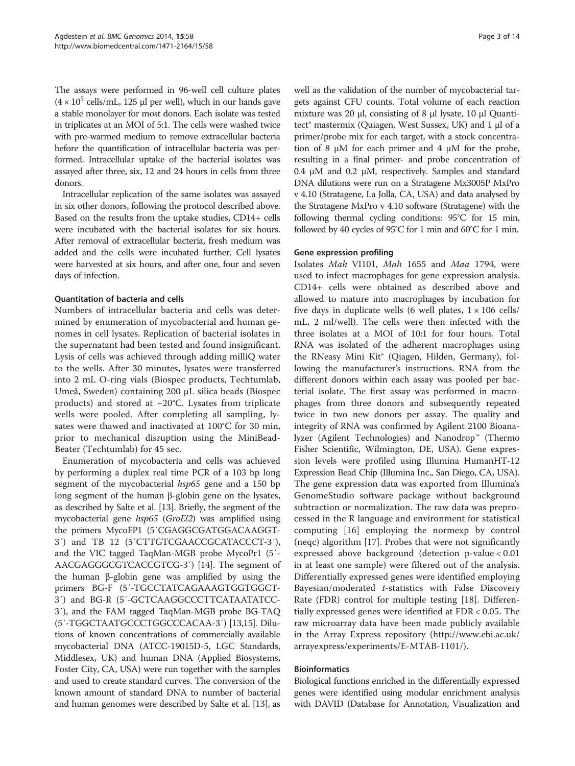The assays were performed in 96-well cell culture plates ($4 \times 10^5$ cells/mL, 125 µl per well), which in our hands gave a stable monolayer for most donors. Each isolate was tested in triplicates at an MOI of 5:1. The cells were washed twice with pre-warmed medium to remove extracellular bacteria before the quantification of intracellular bacteria was performed. Intracellular uptake of the bacterial isolates was assayed after three, six, 12 and 24 hours in cells from three donors.

Intracellular replication of the same isolates was assayed in six other donors, following the protocol described above. Based on the results from the uptake studies, CD14+ cells were incubated with the bacterial isolates for six hours. After removal of extracellular bacteria, fresh medium was added and the cells were incubated further. Cell lysates were harvested at six hours, and after one, four and seven days of infection.

#### Quantitation of bacteria and cells

Numbers of intracellular bacteria and cells was determined by enumeration of mycobacterial and human genomes in cell lysates. Replication of bacterial isolates in the supernatant had been tested and found insignificant. Lysis of cells was achieved through adding milliQ water to the wells. After 30 minutes, lysates were transferred into 2 mL O-ring vials (Biospec products, Techtumlab, Umeå, Sweden) containing 200 µL silica beads (Biospec products) and stored at −20°C. Lysates from triplicate wells were pooled. After completing all sampling, lysates were thawed and inactivated at 100°C for 30 min, prior to mechanical disruption using the MiniBead-Beater (Techtumlab) for 45 sec.

Enumeration of mycobacteria and cells was achieved by performing a duplex real time PCR of a 103 bp long segment of the mycobacterial *hsp65* gene and a 150 bp long segment of the human β-globin gene on the lysates, as described by Salte et al. [13]. Briefly, the segment of the mycobacterial gene *hsp65* (*GroEl2*) was amplified using the primers MycoFP1 (5′CGAGGCGATGGACAAGGT-3′) and TB 12 (5′CTTGTCGAACCGCATACCCT-3′), and the VIC tagged TaqMan-MGB probe MycoPr1 (5′-AACGAGGGCGTCACCGTCG-3′) [14]. The segment of the human β-globin gene was amplified by using the primers BG-F (5′-TGCCTATCAGAAAGTGGTGGCT-3′) and BG-R (5′-GCTCAAGGCCCTTCATAATATCC-3′), and the FAM tagged TaqMan-MGB probe BG-TAQ (5′-TGGCTAATGCCCTGGCCCACAA-3′) [13,15]. Dilutions of known concentrations of commercially available mycobacterial DNA (ATCC-19015D-5, LGC Standards, Middlesex, UK) and human DNA (Applied Biosystems, Foster City, CA, USA) were run together with the samples and used to create standard curves. The conversion of the known amount of standard DNA to number of bacterial and human genomes were described by Salte et al. [13], as well as the validation of the number of mycobacterial targets against CFU counts. Total volume of each reaction mixture was 20 µl, consisting of 8 µl lysate, 10 µl Quantitect® mastermix (Quiagen, West Sussex, UK) and 1 µl of a primer/probe mix for each target, with a stock concentration of 8 µM for each primer and 4 µM for the probe, resulting in a final primer- and probe concentration of 0.4 µM and 0.2 µM, respectively. Samples and standard DNA dilutions were run on a Stratagene Mx3005P MxPro v 4.10 (Stratagene, La Jolla, CA, USA) and data analysed by the Stratagene MxPro v 4.10 software (Stratagene) with the following thermal cycling conditions: 95°C for 15 min, followed by 40 cycles of 95°C for 1 min and 60°C for 1 min.

#### Gene expression profiling

Isolates *Mah* VI101, *Mah* 1655 and *Maa* 1794, were used to infect macrophages for gene expression analysis. CD14+ cells were obtained as described above and allowed to mature into macrophages by incubation for five days in duplicate wells (6 well plates, 1 × 106 cells/mL, 2 ml/well). The cells were then infected with the three isolates at a MOI of 10:1 for four hours. Total RNA was isolated of the adherent macrophages using the RNeasy Mini Kit® (Qiagen, Hilden, Germany), following the manufacturer's instructions. RNA from the different donors within each assay was pooled per bacterial isolate. The first assay was performed in macrophages from three donors and subsequently repeated twice in two new donors per assay. The quality and integrity of RNA was confirmed by Agilent 2100 Bioanalyzer (Agilent Technologies) and Nanodrop™ (Thermo Fisher Scientific, Wilmington, DE, USA). Gene expression levels were profiled using Illumina HumanHT-12 Expression Bead Chip (Illumina Inc., San Diego, CA, USA). The gene expression data was exported from Illumina's GenomeStudio software package without background subtraction or normalization. The raw data was preprocessed in the R language and environment for statistical computing [16] employing the normexp by control (neqc) algorithm [17]. Probes that were not significantly expressed above background (detection p-value < 0.01 in at least one sample) were filtered out of the analysis. Differentially expressed genes were identified employing Bayesian/moderated *t*-statistics with False Discovery Rate (FDR) control for multiple testing [18]. Differentially expressed genes were identified at FDR < 0.05. The raw microarray data have been made publicly available in the Array Express repository (http://www.ebi.ac.uk/arrayexpress/experiments/E-MTAB-1101/).

#### Bioinformatics

Biological functions enriched in the differentially expressed genes were identified using modular enrichment analysis with DAVID (Database for Annotation, Visualization and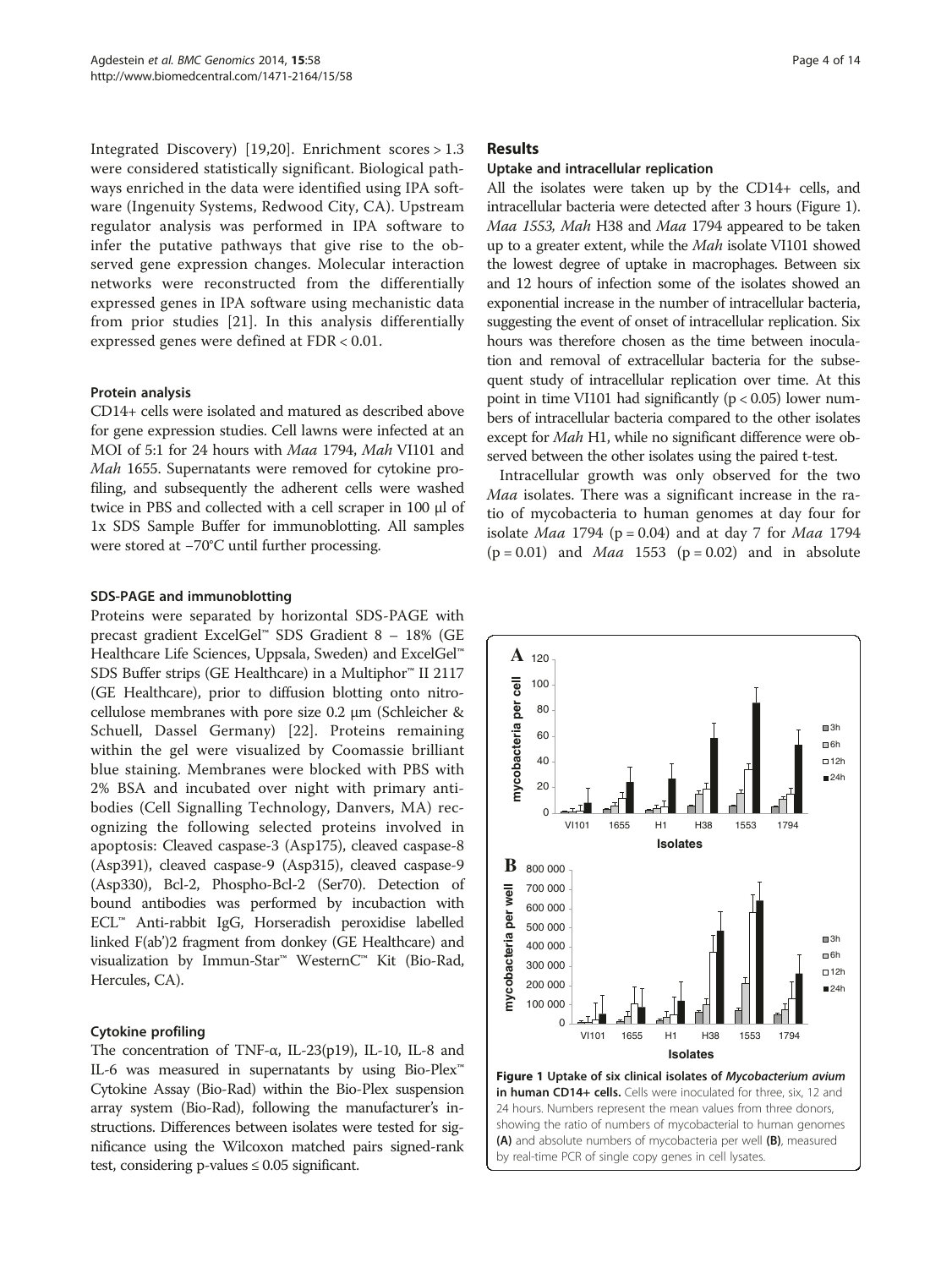Integrated Discovery) [19,20]. Enrichment scores > 1.3 were considered statistically significant. Biological pathways enriched in the data were identified using IPA software (Ingenuity Systems, Redwood City, CA). Upstream regulator analysis was performed in IPA software to infer the putative pathways that give rise to the observed gene expression changes. Molecular interaction networks were reconstructed from the differentially expressed genes in IPA software using mechanistic data from prior studies [21]. In this analysis differentially expressed genes were defined at FDR < 0.01.

### Protein analysis

CD14+ cells were isolated and matured as described above for gene expression studies. Cell lawns were infected at an MOI of 5:1 for 24 hours with *Maa* 1794, *Mah* VI101 and *Mah* 1655. Supernatants were removed for cytokine profiling, and subsequently the adherent cells were washed twice in PBS and collected with a cell scraper in 100 μl of 1x SDS Sample Buffer for immunoblotting. All samples were stored at −70°C until further processing.

### SDS-PAGE and immunoblotting

Proteins were separated by horizontal SDS-PAGE with precast gradient ExcelGel™ SDS Gradient 8 – 18% (GE Healthcare Life Sciences, Uppsala, Sweden) and ExcelGel™ SDS Buffer strips (GE Healthcare) in a Multiphor™ II 2117 (GE Healthcare), prior to diffusion blotting onto nitrocellulose membranes with pore size 0.2 μm (Schleicher & Schuell, Dassel Germany) [22]. Proteins remaining within the gel were visualized by Coomassie brilliant blue staining. Membranes were blocked with PBS with 2% BSA and incubated over night with primary antibodies (Cell Signalling Technology, Danvers, MA) recognizing the following selected proteins involved in apoptosis: Cleaved caspase-3 (Asp175), cleaved caspase-8 (Asp391), cleaved caspase-9 (Asp315), cleaved caspase-9 (Asp330), Bcl-2, Phospho-Bcl-2 (Ser70). Detection of bound antibodies was performed by incubation with ECL™ Anti-rabbit IgG, Horseradish peroxidise labelled linked F(ab')2 fragment from donkey (GE Healthcare) and visualization by Immun-Star™ WesternC™ Kit (Bio-Rad, Hercules, CA).

### Cytokine profiling

The concentration of TNF-α, IL-23(p19), IL-10, IL-8 and IL-6 was measured in supernatants by using Bio-Plex™ Cytokine Assay (Bio-Rad) within the Bio-Plex suspension array system (Bio-Rad), following the manufacturer's instructions. Differences between isolates were tested for significance using the Wilcoxon matched pairs signed-rank test, considering p-values ≤ 0.05 significant.

## Results

### Uptake and intracellular replication

All the isolates were taken up by the CD14+ cells, and intracellular bacteria were detected after 3 hours (Figure 1). *Maa 1553*, *Mah* H38 and *Maa* 1794 appeared to be taken up to a greater extent, while the *Mah* isolate VI101 showed the lowest degree of uptake in macrophages. Between six and 12 hours of infection some of the isolates showed an exponential increase in the number of intracellular bacteria, suggesting the event of onset of intracellular replication. Six hours was therefore chosen as the time between inoculation and removal of extracellular bacteria for the subsequent study of intracellular replication over time. At this point in time VI101 had significantly ($p < 0.05$) lower numbers of intracellular bacteria compared to the other isolates except for *Mah* H1, while no significant difference were observed between the other isolates using the paired t-test.

Intracellular growth was only observed for the two *Maa* isolates. There was a significant increase in the ratio of mycobacteria to human genomes at day four for isolate *Maa* 1794 ($p = 0.04$) and at day 7 for *Maa* 1794 ($p = 0.01$) and *Maa* 1553 ($p = 0.02$) and in absolute

**Figure 1 Uptake of six clinical isolates of *Mycobacterium avium* in human CD14+ cells.** Cells were inoculated for three, six, 12 and 24 hours. Numbers represent the mean values from three donors, showing the ratio of numbers of mycobacterial to human genomes **(A)** and absolute numbers of mycobacteria per well **(B)**, measured by real-time PCR of single copy genes in cell lysates.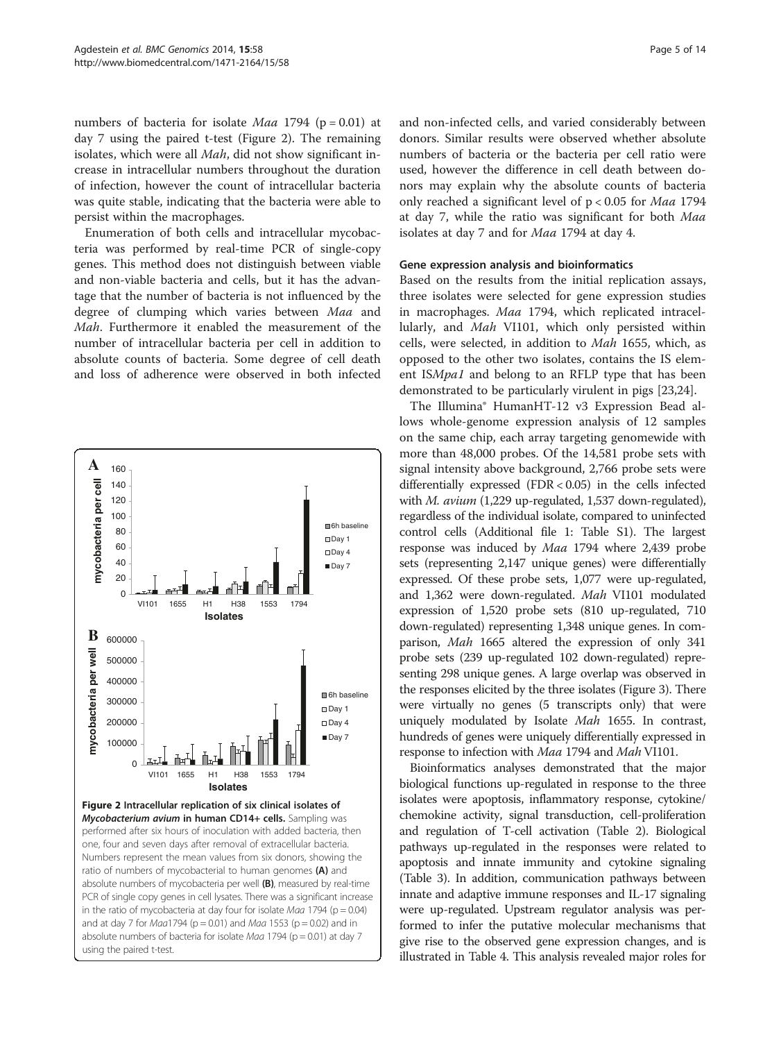numbers of bacteria for isolate *Maa* 1794 ($p = 0.01$) at day 7 using the paired t-test (Figure 2). The remaining isolates, which were all *Mah*, did not show significant increase in intracellular numbers throughout the duration of infection, however the count of intracellular bacteria was quite stable, indicating that the bacteria were able to persist within the macrophages.

Enumeration of both cells and intracellular mycobacteria was performed by real-time PCR of single-copy genes. This method does not distinguish between viable and non-viable bacteria and cells, but it has the advantage that the number of bacteria is not influenced by the degree of clumping which varies between *Maa* and *Mah*. Furthermore it enabled the measurement of the number of intracellular bacteria per cell in addition to absolute counts of bacteria. Some degree of cell death and loss of adherence were observed in both infected and non-infected cells, and varied considerably between donors. Similar results were observed whether absolute numbers of bacteria or the bacteria per cell ratio were used, however the difference in cell death between donors may explain why the absolute counts of bacteria only reached a significant level of $p < 0.05$ for *Maa* 1794 at day 7, while the ratio was significant for both *Maa* isolates at day 7 and for *Maa* 1794 at day 4.

**Figure 2 Intracellular replication of six clinical isolates of *Mycobacterium avium* in human CD14+ cells.** Sampling was performed after six hours of inoculation with added bacteria, then one, four and seven days after removal of extracellular bacteria. Numbers represent the mean values from six donors, showing the ratio of numbers of mycobacterial to human genomes **(A)** and absolute numbers of mycobacteria per well **(B)**, measured by real-time PCR of single copy genes in cell lysates. There was a significant increase in the ratio of mycobacteria at day four for isolate *Maa* 1794 ($p = 0.04$) and at day 7 for *Maa*1794 ($p = 0.01$) and *Maa* 1553 ($p = 0.02$) and in absolute numbers of bacteria for isolate *Maa* 1794 ($p = 0.01$) at day 7 using the paired t-test.

### Gene expression analysis and bioinformatics

Based on the results from the initial replication assays, three isolates were selected for gene expression studies in macrophages. *Maa* 1794, which replicated intracellularly, and *Mah* VI101, which only persisted within cells, were selected, in addition to *Mah* 1655, which, as opposed to the other two isolates, contains the IS element IS*Mpa1* and belong to an RFLP type that has been demonstrated to be particularly virulent in pigs [23,24].

The Illumina® HumanHT-12 v3 Expression Bead allows whole-genome expression analysis of 12 samples on the same chip, each array targeting genomewide with more than 48,000 probes. Of the 14,581 probe sets with signal intensity above background, 2,766 probe sets were differentially expressed (FDR < 0.05) in the cells infected with *M. avium* (1,229 up-regulated, 1,537 down-regulated), regardless of the individual isolate, compared to uninfected control cells (Additional file 1: Table S1). The largest response was induced by *Maa* 1794 where 2,439 probe sets (representing 2,147 unique genes) were differentially expressed. Of these probe sets, 1,077 were up-regulated, and 1,362 were down-regulated. *Mah* VI101 modulated expression of 1,520 probe sets (810 up-regulated, 710 down-regulated) representing 1,348 unique genes. In comparison, *Mah* 1665 altered the expression of only 341 probe sets (239 up-regulated 102 down-regulated) representing 298 unique genes. A large overlap was observed in the responses elicited by the three isolates (Figure 3). There were virtually no genes (5 transcripts only) that were uniquely modulated by Isolate *Mah* 1655. In contrast, hundreds of genes were uniquely differentially expressed in response to infection with *Maa* 1794 and *Mah* VI101.

Bioinformatics analyses demonstrated that the major biological functions up-regulated in response to the three isolates were apoptosis, inflammatory response, cytokine/chemokine activity, signal transduction, cell-proliferation and regulation of T-cell activation (Table 2). Biological pathways up-regulated in the responses were related to apoptosis and innate immunity and cytokine signaling (Table 3). In addition, communication pathways between innate and adaptive immune responses and IL-17 signaling were up-regulated. Upstream regulator analysis was performed to infer the putative molecular mechanisms that give rise to the observed gene expression changes, and is illustrated in Table 4. This analysis revealed major roles for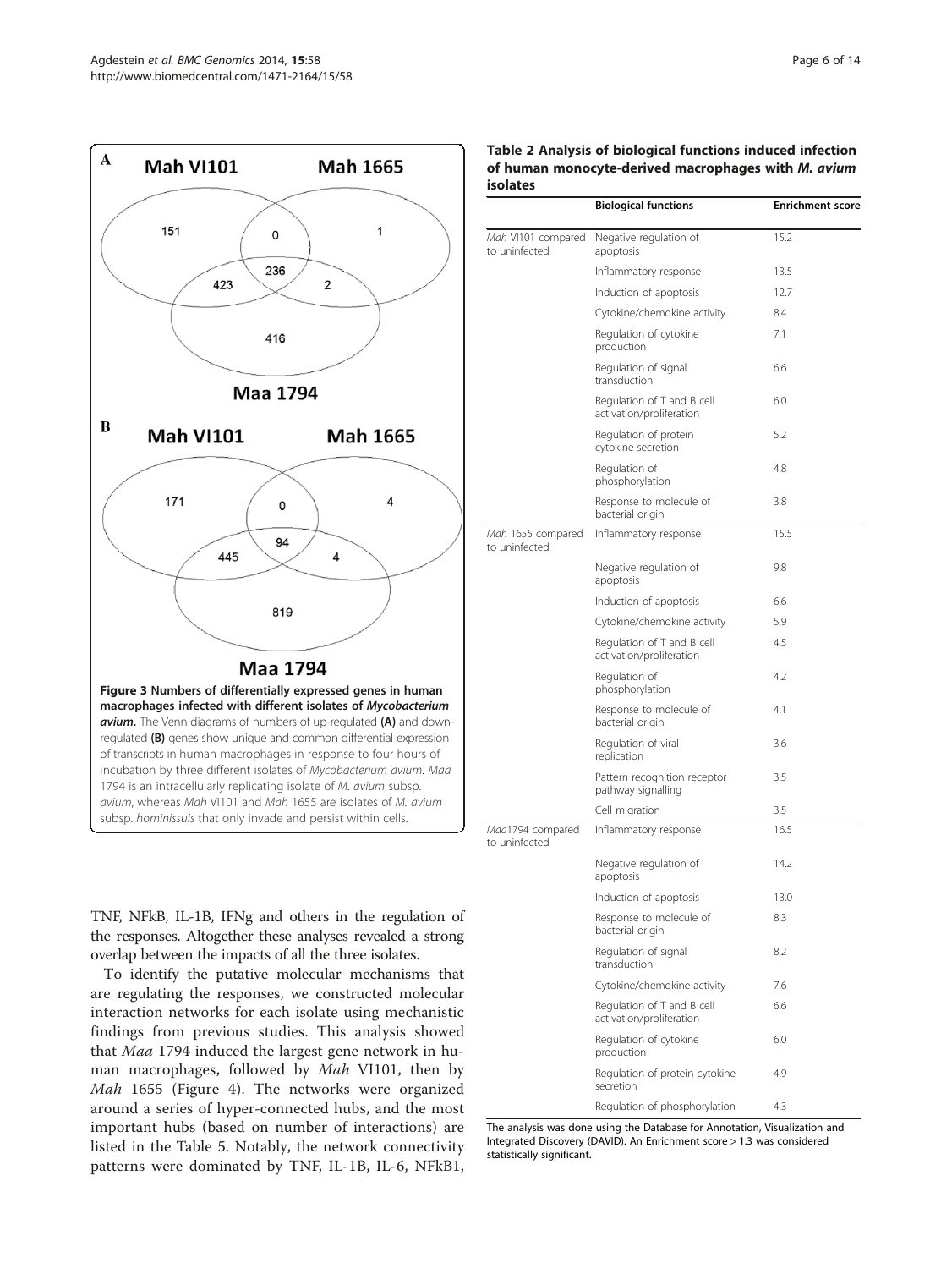A

Mah VI101 / Mah 1665 / Maa 1794

151, 0, 1, 236, 423, 2, 416

B

Mah VI101 / Mah 1665 / Maa 1794

171, 0, 4, 94, 445, 4, 819

**Figure 3 Numbers of differentially expressed genes in human macrophages infected with different isolates of *Mycobacterium avium*.** The Venn diagrams of numbers of up-regulated **(A)** and down-regulated **(B)** genes show unique and common differential expression of transcripts in human macrophages in response to four hours of incubation by three different isolates of *Mycobacterium avium*. *Maa* 1794 is an intracellularly replicating isolate of *M. avium* subsp. *avium*, whereas *Mah* VI101 and *Mah* 1655 are isolates of *M. avium* subsp. *hominissuis* that only invade and persist within cells.

TNF, NFkB, IL-1B, IFNg and others in the regulation of the responses. Altogether these analyses revealed a strong overlap between the impacts of all the three isolates.

To identify the putative molecular mechanisms that are regulating the responses, we constructed molecular interaction networks for each isolate using mechanistic findings from previous studies. This analysis showed that *Maa* 1794 induced the largest gene network in human macrophages, followed by *Mah* VI101, then by *Mah* 1655 (Figure 4). The networks were organized around a series of hyper-connected hubs, and the most important hubs (based on number of interactions) are listed in the Table 5. Notably, the network connectivity patterns were dominated by TNF, IL-1B, IL-6, NFkB1,

**Table 2 Analysis of biological functions induced infection of human monocyte-derived macrophages with *M. avium* isolates**

| | Biological functions | Enrichment score |
|---|---|---|
| *Mah* VI101 compared to uninfected | Negative regulation of apoptosis | 15.2 |
| | Inflammatory response | 13.5 |
| | Induction of apoptosis | 12.7 |
| | Cytokine/chemokine activity | 8.4 |
| | Regulation of cytokine production | 7.1 |
| | Regulation of signal transduction | 6.6 |
| | Regulation of T and B cell activation/proliferation | 6.0 |
| | Regulation of protein cytokine secretion | 5.2 |
| | Regulation of phosphorylation | 4.8 |
| | Response to molecule of bacterial origin | 3.8 |
| *Mah* 1655 compared to uninfected | Inflammatory response | 15.5 |
| | Negative regulation of apoptosis | 9.8 |
| | Induction of apoptosis | 6.6 |
| | Cytokine/chemokine activity | 5.9 |
| | Regulation of T and B cell activation/proliferation | 4.5 |
| | Regulation of phosphorylation | 4.2 |
| | Response to molecule of bacterial origin | 4.1 |
| | Regulation of viral replication | 3.6 |
| | Pattern recognition receptor pathway signalling | 3.5 |
| | Cell migration | 3.5 |
| *Maa*1794 compared to uninfected | Inflammatory response | 16.5 |
| | Negative regulation of apoptosis | 14.2 |
| | Induction of apoptosis | 13.0 |
| | Response to molecule of bacterial origin | 8.3 |
| | Regulation of signal transduction | 8.2 |
| | Cytokine/chemokine activity | 7.6 |
| | Regulation of T and B cell activation/proliferation | 6.6 |
| | Regulation of cytokine production | 6.0 |
| | Regulation of protein cytokine secretion | 4.9 |
| | Regulation of phosphorylation | 4.3 |

The analysis was done using the Database for Annotation, Visualization and Integrated Discovery (DAVID). An Enrichment score > 1.3 was considered statistically significant.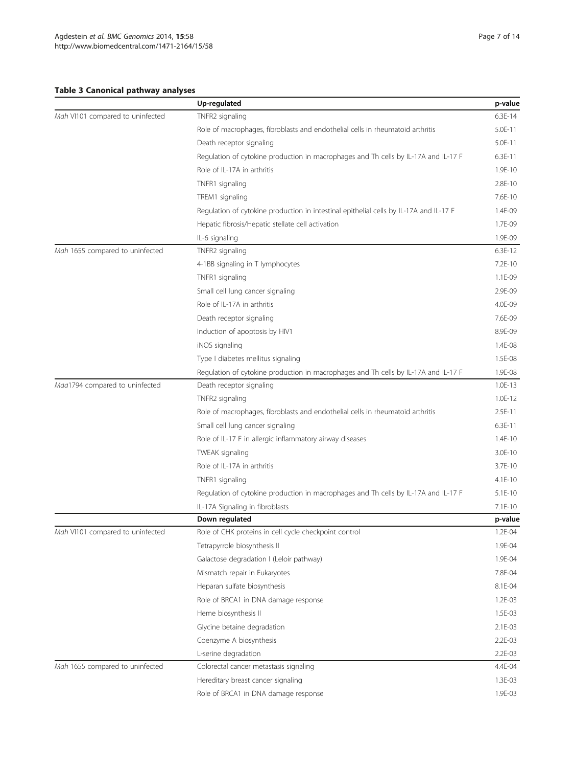**Table 3 Canonical pathway analyses**

| | Up-regulated | p-value |
|---|---|---|
| *Mah* VI101 compared to uninfected | TNFR2 signaling | 6.3E-14 |
| | Role of macrophages, fibroblasts and endothelial cells in rheumatoid arthritis | 5.0E-11 |
| | Death receptor signaling | 5.0E-11 |
| | Regulation of cytokine production in macrophages and Th cells by IL-17A and IL-17 F | 6.3E-11 |
| | Role of IL-17A in arthritis | 1.9E-10 |
| | TNFR1 signaling | 2.8E-10 |
| | TREM1 signaling | 7.6E-10 |
| | Regulation of cytokine production in intestinal epithelial cells by IL-17A and IL-17 F | 1.4E-09 |
| | Hepatic fibrosis/Hepatic stellate cell activation | 1.7E-09 |
| | IL-6 signaling | 1.9E-09 |
| *Mah* 1655 compared to uninfected | TNFR2 signaling | 6.3E-12 |
| | 4-1BB signaling in T lymphocytes | 7.2E-10 |
| | TNFR1 signaling | 1.1E-09 |
| | Small cell lung cancer signaling | 2.9E-09 |
| | Role of IL-17A in arthritis | 4.0E-09 |
| | Death receptor signaling | 7.6E-09 |
| | Induction of apoptosis by HIV1 | 8.9E-09 |
| | iNOS signaling | 1.4E-08 |
| | Type I diabetes mellitus signaling | 1.5E-08 |
| | Regulation of cytokine production in macrophages and Th cells by IL-17A and IL-17 F | 1.9E-08 |
| *Maa*1794 compared to uninfected | Death receptor signaling | 1.0E-13 |
| | TNFR2 signaling | 1.0E-12 |
| | Role of macrophages, fibroblasts and endothelial cells in rheumatoid arthritis | 2.5E-11 |
| | Small cell lung cancer signaling | 6.3E-11 |
| | Role of IL-17 F in allergic inflammatory airway diseases | 1.4E-10 |
| | TWEAK signaling | 3.0E-10 |
| | Role of IL-17A in arthritis | 3.7E-10 |
| | TNFR1 signaling | 4.1E-10 |
| | Regulation of cytokine production in macrophages and Th cells by IL-17A and IL-17 F | 5.1E-10 |
| | IL-17A Signaling in fibroblasts | 7.1E-10 |
| | **Down regulated** | **p-value** |
| *Mah* VI101 compared to uninfected | Role of CHK proteins in cell cycle checkpoint control | 1.2E-04 |
| | Tetrapyrrole biosynthesis II | 1.9E-04 |
| | Galactose degradation I (Leloir pathway) | 1.9E-04 |
| | Mismatch repair in Eukaryotes | 7.8E-04 |
| | Heparan sulfate biosynthesis | 8.1E-04 |
| | Role of BRCA1 in DNA damage response | 1.2E-03 |
| | Heme biosynthesis II | 1.5E-03 |
| | Glycine betaine degradation | 2.1E-03 |
| | Coenzyme A biosynthesis | 2.2E-03 |
| | L-serine degradation | 2.2E-03 |
| *Mah* 1655 compared to uninfected | Colorectal cancer metastasis signaling | 4.4E-04 |
| | Hereditary breast cancer signaling | 1.3E-03 |
| | Role of BRCA1 in DNA damage response | 1.9E-03 |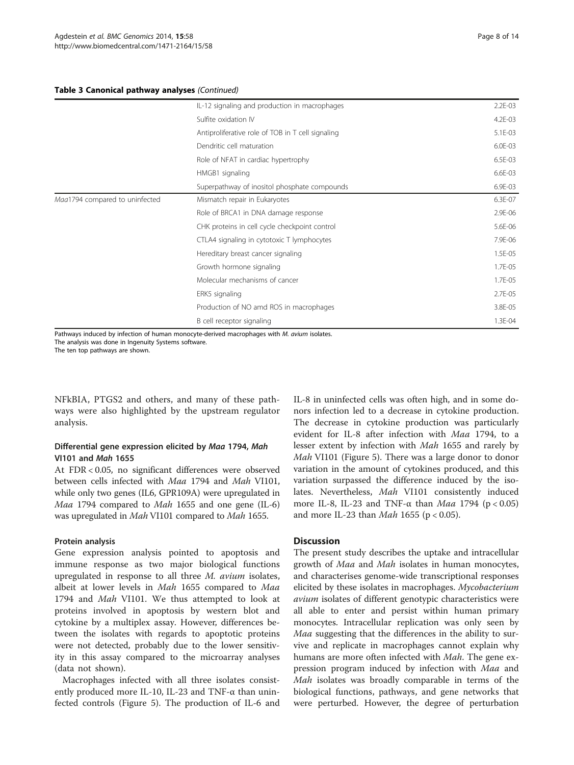**Table 3 Canonical pathway analyses** *(Continued)*

| | | |
|---|---|---|
| | IL-12 signaling and production in macrophages | 2.2E-03 |
| | Sulfite oxidation IV | 4.2E-03 |
| | Antiproliferative role of TOB in T cell signaling | 5.1E-03 |
| | Dendritic cell maturation | 6.0E-03 |
| | Role of NFAT in cardiac hypertrophy | 6.5E-03 |
| | HMGB1 signaling | 6.6E-03 |
| | Superpathway of inositol phosphate compounds | 6.9E-03 |
| *Maa*1794 compared to uninfected | Mismatch repair in Eukaryotes | 6.3E-07 |
| | Role of BRCA1 in DNA damage response | 2.9E-06 |
| | CHK proteins in cell cycle checkpoint control | 5.6E-06 |
| | CTLA4 signaling in cytotoxic T lymphocytes | 7.9E-06 |
| | Hereditary breast cancer signaling | 1.5E-05 |
| | Growth hormone signaling | 1.7E-05 |
| | Molecular mechanisms of cancer | 1.7E-05 |
| | ERK5 signaling | 2.7E-05 |
| | Production of NO amd ROS in macrophages | 3.8E-05 |
| | B cell receptor signaling | 1.3E-04 |

Pathways induced by infection of human monocyte-derived macrophages with *M. avium* isolates.
The analysis was done in Ingenuity Systems software.
The ten top pathways are shown.

NFkBIA, PTGS2 and others, and many of these pathways were also highlighted by the upstream regulator analysis.

### Differential gene expression elicited by *Maa* 1794, *Mah* VI101 and *Mah* 1655

At FDR < 0.05, no significant differences were observed between cells infected with *Maa* 1794 and *Mah* VI101, while only two genes (IL6, GPR109A) were upregulated in *Maa* 1794 compared to *Mah* 1655 and one gene (IL-6) was upregulated in *Mah* VI101 compared to *Mah* 1655.

### Protein analysis

Gene expression analysis pointed to apoptosis and immune response as two major biological functions upregulated in response to all three *M. avium* isolates, albeit at lower levels in *Mah* 1655 compared to *Maa* 1794 and *Mah* VI101. We thus attempted to look at proteins involved in apoptosis by western blot and cytokine by a multiplex assay. However, differences between the isolates with regards to apoptotic proteins were not detected, probably due to the lower sensitivity in this assay compared to the microarray analyses (data not shown).

Macrophages infected with all three isolates consistently produced more IL-10, IL-23 and TNF-α than uninfected controls (Figure 5). The production of IL-6 and IL-8 in uninfected cells was often high, and in some donors infection led to a decrease in cytokine production. The decrease in cytokine production was particularly evident for IL-8 after infection with *Maa* 1794, to a lesser extent by infection with *Mah* 1655 and rarely by *Mah* VI101 (Figure 5). There was a large donor to donor variation in the amount of cytokines produced, and this variation surpassed the difference induced by the isolates. Nevertheless, *Mah* VI101 consistently induced more IL-8, IL-23 and TNF-α than *Maa* 1794 ($p < 0.05$) and more IL-23 than *Mah* 1655 ($p < 0.05$).

## Discussion

The present study describes the uptake and intracellular growth of *Maa* and *Mah* isolates in human monocytes, and characterises genome-wide transcriptional responses elicited by these isolates in macrophages. *Mycobacterium avium* isolates of different genotypic characteristics were all able to enter and persist within human primary monocytes. Intracellular replication was only seen by *Maa* suggesting that the differences in the ability to survive and replicate in macrophages cannot explain why humans are more often infected with *Mah*. The gene expression program induced by infection with *Maa* and *Mah* isolates was broadly comparable in terms of the biological functions, pathways, and gene networks that were perturbed. However, the degree of perturbation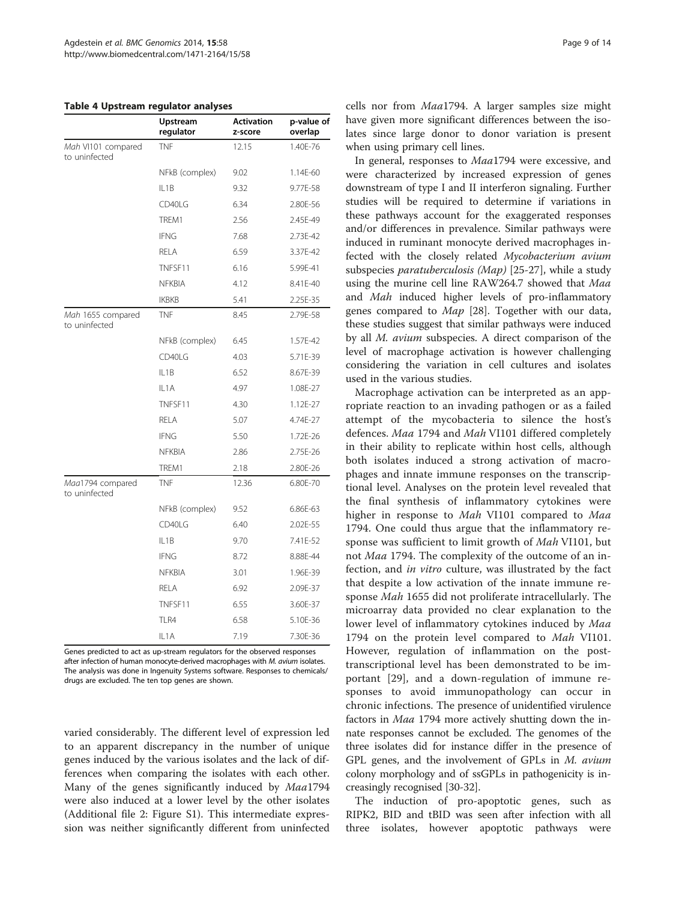**Table 4 Upstream regulator analyses**

| | Upstream regulator | Activation z-score | p-value of overlap |
|---|---|---|---|
| *Mah* VI101 compared to uninfected | TNF | 12.15 | 1.40E-76 |
| | NFkB (complex) | 9.02 | 1.14E-60 |
| | IL1B | 9.32 | 9.77E-58 |
| | CD40LG | 6.34 | 2.80E-56 |
| | TREM1 | 2.56 | 2.45E-49 |
| | IFNG | 7.68 | 2.73E-42 |
| | RELA | 6.59 | 3.37E-42 |
| | TNFSF11 | 6.16 | 5.99E-41 |
| | NFKBIA | 4.12 | 8.41E-40 |
| | IKBKB | 5.41 | 2.25E-35 |
| *Mah* 1655 compared to uninfected | TNF | 8.45 | 2.79E-58 |
| | NFkB (complex) | 6.45 | 1.57E-42 |
| | CD40LG | 4.03 | 5.71E-39 |
| | IL1B | 6.52 | 8.67E-39 |
| | IL1A | 4.97 | 1.08E-27 |
| | TNFSF11 | 4.30 | 1.12E-27 |
| | RELA | 5.07 | 4.74E-27 |
| | IFNG | 5.50 | 1.72E-26 |
| | NFKBIA | 2.86 | 2.75E-26 |
| | TREM1 | 2.18 | 2.80E-26 |
| *Maa*1794 compared to uninfected | TNF | 12.36 | 6.80E-70 |
| | NFkB (complex) | 9.52 | 6.86E-63 |
| | CD40LG | 6.40 | 2.02E-55 |
| | IL1B | 9.70 | 7.41E-52 |
| | IFNG | 8.72 | 8.88E-44 |
| | NFKBIA | 3.01 | 1.96E-39 |
| | RELA | 6.92 | 2.09E-37 |
| | TNFSF11 | 6.55 | 3.60E-37 |
| | TLR4 | 6.58 | 5.10E-36 |
| | IL1A | 7.19 | 7.30E-36 |

Genes predicted to act as up-stream regulators for the observed responses after infection of human monocyte-derived macrophages with *M. avium* isolates. The analysis was done in Ingenuity Systems software. Responses to chemicals/drugs are excluded. The ten top genes are shown.

varied considerably. The different level of expression led to an apparent discrepancy in the number of unique genes induced by the various isolates and the lack of differences when comparing the isolates with each other. Many of the genes significantly induced by *Maa*1794 were also induced at a lower level by the other isolates (Additional file 2: Figure S1). This intermediate expression was neither significantly different from uninfected cells nor from *Maa*1794. A larger samples size might have given more significant differences between the isolates since large donor to donor variation is present when using primary cell lines.

In general, responses to *Maa*1794 were excessive, and were characterized by increased expression of genes downstream of type I and II interferon signaling. Further studies will be required to determine if variations in these pathways account for the exaggerated responses and/or differences in prevalence. Similar pathways were induced in ruminant monocyte derived macrophages infected with the closely related *Mycobacterium avium* subspecies *paratuberculosis (Map)* [25-27], while a study using the murine cell line RAW264.7 showed that *Maa* and *Mah* induced higher levels of pro-inflammatory genes compared to *Map* [28]. Together with our data, these studies suggest that similar pathways were induced by all *M. avium* subspecies. A direct comparison of the level of macrophage activation is however challenging considering the variation in cell cultures and isolates used in the various studies.

Macrophage activation can be interpreted as an appropriate reaction to an invading pathogen or as a failed attempt of the mycobacteria to silence the host's defences. *Maa* 1794 and *Mah* VI101 differed completely in their ability to replicate within host cells, although both isolates induced a strong activation of macrophages and innate immune responses on the transcriptional level. Analyses on the protein level revealed that the final synthesis of inflammatory cytokines were higher in response to *Mah* VI101 compared to *Maa* 1794. One could thus argue that the inflammatory response was sufficient to limit growth of *Mah* VI101, but not *Maa* 1794. The complexity of the outcome of an infection, and *in vitro* culture, was illustrated by the fact that despite a low activation of the innate immune response *Mah* 1655 did not proliferate intracellularly. The microarray data provided no clear explanation to the lower level of inflammatory cytokines induced by *Maa* 1794 on the protein level compared to *Mah* VI101. However, regulation of inflammation on the post-transcriptional level has been demonstrated to be important [29], and a down-regulation of immune responses to avoid immunopathology can occur in chronic infections. The presence of unidentified virulence factors in *Maa* 1794 more actively shutting down the innate responses cannot be excluded. The genomes of the three isolates did for instance differ in the presence of GPL genes, and the involvement of GPLs in *M. avium* colony morphology and of ssGPLs in pathogenicity is increasingly recognised [30-32].

The induction of pro-apoptotic genes, such as RIPK2, BID and tBID was seen after infection with all three isolates, however apoptotic pathways were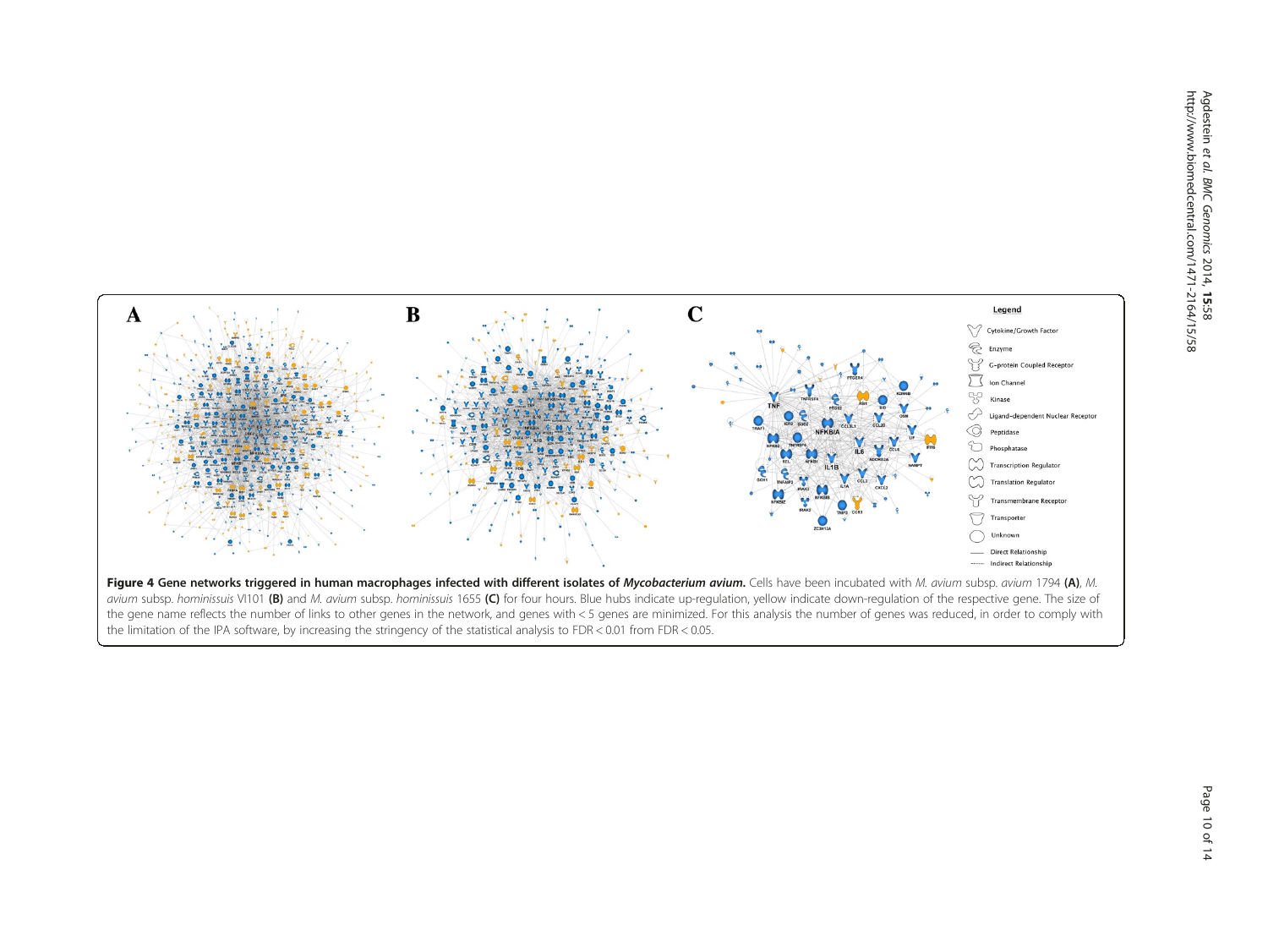**Figure 4 Gene networks triggered in human macrophages infected with different isolates of *Mycobacterium avium*.** Cells have been incubated with *M. avium* subsp. *avium* 1794 **(A)**, *M. avium* subsp. *hominissuis* VI101 **(B)** and *M. avium* subsp. *hominissuis* 1655 **(C)** for four hours. Blue hubs indicate up-regulation, yellow indicate down-regulation of the respective gene. The size of the gene name reflects the number of links to other genes in the network, and genes with < 5 genes are minimized. For this analysis the number of genes was reduced, in order to comply with the limitation of the IPA software, by increasing the stringency of the statistical analysis to FDR < 0.01 from FDR < 0.05.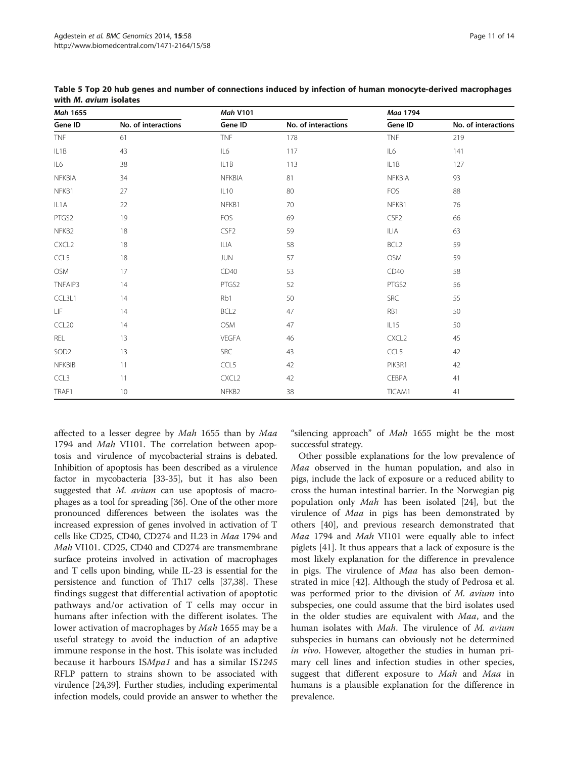**Table 5 Top 20 hub genes and number of connections induced by infection of human monocyte-derived macrophages with *M. avium* isolates**

| *Mah* 1655 | | *Mah* V101 | | *Maa* 1794 | |
|---|---|---|---|---|---|
| Gene ID | No. of interactions | Gene ID | No. of interactions | Gene ID | No. of interactions |
| TNF | 61 | TNF | 178 | TNF | 219 |
| IL1B | 43 | IL6 | 117 | IL6 | 141 |
| IL6 | 38 | IL1B | 113 | IL1B | 127 |
| NFKBIA | 34 | NFKBIA | 81 | NFKBIA | 93 |
| NFKB1 | 27 | IL10 | 80 | FOS | 88 |
| IL1A | 22 | NFKB1 | 70 | NFKB1 | 76 |
| PTGS2 | 19 | FOS | 69 | CSF2 | 66 |
| NFKB2 | 18 | CSF2 | 59 | ILIA | 63 |
| CXCL2 | 18 | ILIA | 58 | BCL2 | 59 |
| CCL5 | 18 | JUN | 57 | OSM | 59 |
| OSM | 17 | CD40 | 53 | CD40 | 58 |
| TNFAIP3 | 14 | PTGS2 | 52 | PTGS2 | 56 |
| CCL3L1 | 14 | Rb1 | 50 | SRC | 55 |
| LIF | 14 | BCL2 | 47 | RB1 | 50 |
| CCL20 | 14 | OSM | 47 | IL15 | 50 |
| REL | 13 | VEGFA | 46 | CXCL2 | 45 |
| SOD2 | 13 | SRC | 43 | CCL5 | 42 |
| NFKBIB | 11 | CCL5 | 42 | PIK3R1 | 42 |
| CCL3 | 11 | CXCL2 | 42 | CEBPA | 41 |
| TRAF1 | 10 | NFKB2 | 38 | TICAM1 | 41 |

affected to a lesser degree by *Mah* 1655 than by *Maa* 1794 and *Mah* VI101. The correlation between apoptosis and virulence of mycobacterial strains is debated. Inhibition of apoptosis has been described as a virulence factor in mycobacteria [33-35], but it has also been suggested that *M. avium* can use apoptosis of macrophages as a tool for spreading [36]. One of the other more pronounced differences between the isolates was the increased expression of genes involved in activation of T cells like CD25, CD40, CD274 and IL23 in *Maa* 1794 and *Mah* VI101. CD25, CD40 and CD274 are transmembrane surface proteins involved in activation of macrophages and T cells upon binding, while IL-23 is essential for the persistence and function of Th17 cells [37,38]. These findings suggest that differential activation of apoptotic pathways and/or activation of T cells may occur in humans after infection with the different isolates. The lower activation of macrophages by *Mah* 1655 may be a useful strategy to avoid the induction of an adaptive immune response in the host. This isolate was included because it harbours IS*Mpa1* and has a similar IS*1245* RFLP pattern to strains shown to be associated with virulence [24,39]. Further studies, including experimental infection models, could provide an answer to whether the "silencing approach" of *Mah* 1655 might be the most successful strategy.

Other possible explanations for the low prevalence of *Maa* observed in the human population, and also in pigs, include the lack of exposure or a reduced ability to cross the human intestinal barrier. In the Norwegian pig population only *Mah* has been isolated [24], but the virulence of *Maa* in pigs has been demonstrated by others [40], and previous research demonstrated that *Maa* 1794 and *Mah* VI101 were equally able to infect piglets [41]. It thus appears that a lack of exposure is the most likely explanation for the difference in prevalence in pigs. The virulence of *Maa* has also been demonstrated in mice [42]. Although the study of Pedrosa et al. was performed prior to the division of *M. avium* into subspecies, one could assume that the bird isolates used in the older studies are equivalent with *Maa*, and the human isolates with *Mah*. The virulence of *M. avium* subspecies in humans can obviously not be determined *in vivo*. However, altogether the studies in human primary cell lines and infection studies in other species, suggest that different exposure to *Mah* and *Maa* in humans is a plausible explanation for the difference in prevalence.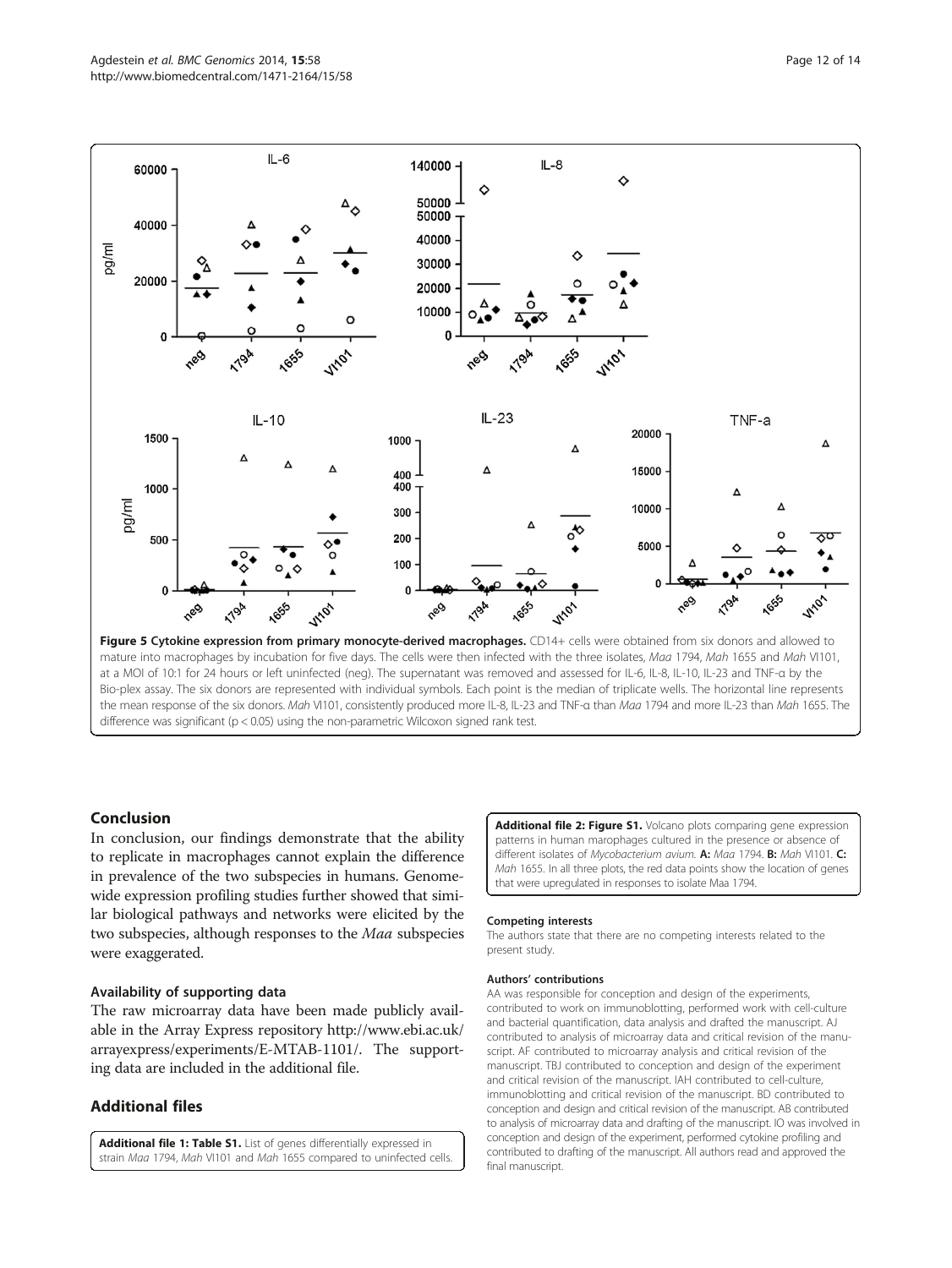**Figure 5 Cytokine expression from primary monocyte-derived macrophages.** CD14+ cells were obtained from six donors and allowed to mature into macrophages by incubation for five days. The cells were then infected with the three isolates, *Maa* 1794, *Mah* 1655 and *Mah* VI101, at a MOI of 10:1 for 24 hours or left uninfected (neg). The supernatant was removed and assessed for IL-6, IL-8, IL-10, IL-23 and TNF-α by the Bio-plex assay. The six donors are represented with individual symbols. Each point is the median of triplicate wells. The horizontal line represents the mean response of the six donors. *Mah* VI101, consistently produced more IL-8, IL-23 and TNF-α than *Maa* 1794 and more IL-23 than *Mah* 1655. The difference was significant ($p < 0.05$) using the non-parametric Wilcoxon signed rank test.

## Conclusion

In conclusion, our findings demonstrate that the ability to replicate in macrophages cannot explain the difference in prevalence of the two subspecies in humans. Genome-wide expression profiling studies further showed that similar biological pathways and networks were elicited by the two subspecies, although responses to the *Maa* subspecies were exaggerated.

### Availability of supporting data

The raw microarray data have been made publicly available in the Array Express repository http://www.ebi.ac.uk/arrayexpress/experiments/E-MTAB-1101/. The supporting data are included in the additional file.

## Additional files

**Additional file 1: Table S1.** List of genes differentially expressed in strain *Maa* 1794, *Mah* VI101 and *Mah* 1655 compared to uninfected cells.

**Additional file 2: Figure S1.** Volcano plots comparing gene expression patterns in human marophages cultured in the presence or absence of different isolates of *Mycobacterium avium*. **A:** *Maa* 1794. **B:** *Mah* VI101. **C:** *Mah* 1655. In all three plots, the red data points show the location of genes that were upregulated in responses to isolate Maa 1794.

#### Competing interests

The authors state that there are no competing interests related to the present study.

#### Authors' contributions

AA was responsible for conception and design of the experiments, contributed to work on immunoblotting, performed work with cell-culture and bacterial quantification, data analysis and drafted the manuscript. AJ contributed to analysis of microarray data and critical revision of the manuscript. AF contributed to microarray analysis and critical revision of the manuscript. TBJ contributed to conception and design of the experiment and critical revision of the manuscript. IAH contributed to cell-culture, immunoblotting and critical revision of the manuscript. BD contributed to conception and design and critical revision of the manuscript. AB contributed to analysis of microarray data and drafting of the manuscript. IO was involved in conception and design of the experiment, performed cytokine profiling and contributed to drafting of the manuscript. All authors read and approved the final manuscript.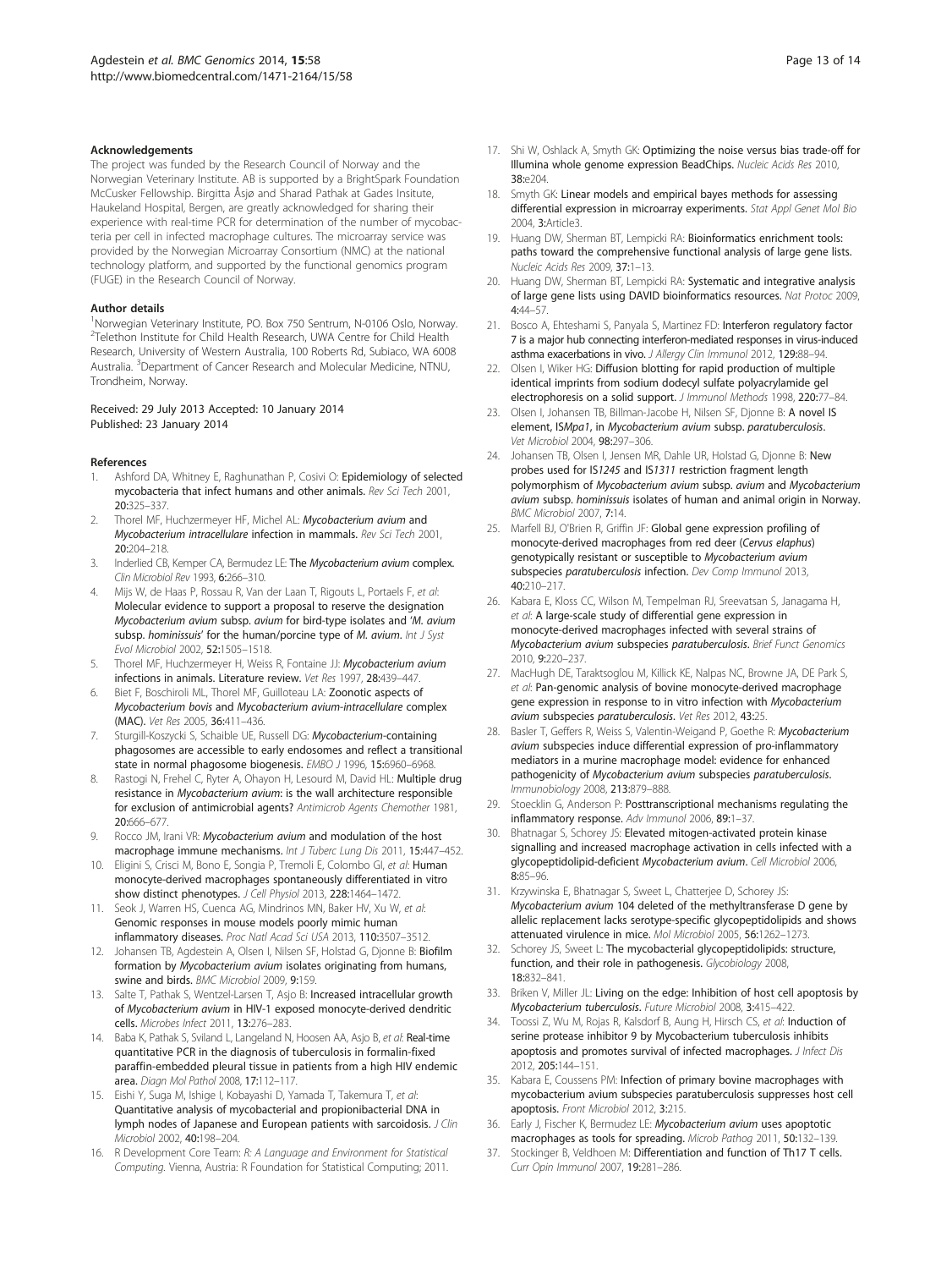#### Acknowledgements

The project was funded by the Research Council of Norway and the Norwegian Veterinary Institute. AB is supported by a BrightSpark Foundation McCusker Fellowship. Birgitta Åsjø and Sharad Pathak at Gades Insitute, Haukeland Hospital, Bergen, are greatly acknowledged for sharing their experience with real-time PCR for determination of the number of mycobacteria per cell in infected macrophage cultures. The microarray service was provided by the Norwegian Microarray Consortium (NMC) at the national technology platform, and supported by the functional genomics program (FUGE) in the Research Council of Norway.

#### Author details

[1]Norwegian Veterinary Institute, PO. Box 750 Sentrum, N-0106 Oslo, Norway. [2]Telethon Institute for Child Health Research, UWA Centre for Child Health Research, University of Western Australia, 100 Roberts Rd, Subiaco, WA 6008 Australia. [3]Department of Cancer Research and Molecular Medicine, NTNU, Trondheim, Norway.

Received: 29 July 2013 Accepted: 10 January 2014
Published: 23 January 2014

#### References

1. Ashford DA, Whitney E, Raghunathan P, Cosivi O: **Epidemiology of selected mycobacteria that infect humans and other animals.** *Rev Sci Tech* 2001, **20:**325–337.
2. Thorel MF, Huchzermeyer HF, Michel AL: ***Mycobacterium avium*** **and** ***Mycobacterium intracellulare*** **infection in mammals.** *Rev Sci Tech* 2001, **20:**204–218.
3. Inderlied CB, Kemper CA, Bermudez LE: **The** ***Mycobacterium avium*** **complex.** *Clin Microbiol Rev* 1993, **6:**266–310.
4. Mijs W, de Haas P, Rossau R, Van der Laan T, Rigouts L, Portaels F, *et al*: **Molecular evidence to support a proposal to reserve the designation** ***Mycobacterium avium*** **subsp.** ***avium*** **for bird-type isolates and '*M. avium* subsp.** ***hominissuis*****' for the human/porcine type of** ***M. avium*****.** *Int J Syst Evol Microbiol* 2002, **52:**1505–1518.
5. Thorel MF, Huchzermeyer H, Weiss R, Fontaine JJ: ***Mycobacterium avium*** **infections in animals. Literature review.** *Vet Res* 1997, **28:**439–447.
6. Biet F, Boschiroli ML, Thorel MF, Guilloteau LA: **Zoonotic aspects of** ***Mycobacterium bovis*** **and** ***Mycobacterium avium-intracellulare*** **complex (MAC).** *Vet Res* 2005, **36:**411–436.
7. Sturgill-Koszycki S, Schaible UE, Russell DG: ***Mycobacterium*****-containing phagosomes are accessible to early endosomes and reflect a transitional state in normal phagosome biogenesis.** *EMBO J* 1996, **15:**6960–6968.
8. Rastogi N, Frehel C, Ryter A, Ohayon H, Lesourd M, David HL: **Multiple drug resistance in** ***Mycobacterium avium*****: is the wall architecture responsible for exclusion of antimicrobial agents?** *Antimicrob Agents Chemother* 1981, **20:**666–677.
9. Rocco JM, Irani VR: ***Mycobacterium avium*** **and modulation of the host macrophage immune mechanisms.** *Int J Tuberc Lung Dis* 2011, **15:**447–452.
10. Eligini S, Crisci M, Bono E, Songia P, Tremoli E, Colombo GI, *et al*: **Human monocyte-derived macrophages spontaneously differentiated in vitro show distinct phenotypes.** *J Cell Physiol* 2013, **228:**1464–1472.
11. Seok J, Warren HS, Cuenca AG, Mindrinos MN, Baker HV, Xu W, *et al*: **Genomic responses in mouse models poorly mimic human inflammatory diseases.** *Proc Natl Acad Sci USA* 2013, **110:**3507–3512.
12. Johansen TB, Agdestein A, Olsen I, Nilsen SF, Holstad G, Djonne B: **Biofilm formation by** ***Mycobacterium avium*** **isolates originating from humans, swine and birds.** *BMC Microbiol* 2009, **9:**159.
13. Salte T, Pathak S, Wentzel-Larsen T, Asjo B: **Increased intracellular growth of** ***Mycobacterium avium*** **in HIV-1 exposed monocyte-derived dendritic cells.** *Microbes Infect* 2011, **13:**276–283.
14. Baba K, Pathak S, Sviland L, Langeland N, Hoosen AA, Asjo B, *et al*: **Real-time quantitative PCR in the diagnosis of tuberculosis in formalin-fixed paraffin-embedded pleural tissue in patients from a high HIV endemic area.** *Diagn Mol Pathol* 2008, **17:**112–117.
15. Eishi Y, Suga M, Ishige I, Kobayashi D, Yamada T, Takemura T, *et al*: **Quantitative analysis of mycobacterial and propionibacterial DNA in lymph nodes of Japanese and European patients with sarcoidosis.** *J Clin Microbiol* 2002, **40:**198–204.
16. R Development Core Team: *R: A Language and Environment for Statistical Computing.* Vienna, Austria: R Foundation for Statistical Computing; 2011.
17. Shi W, Oshlack A, Smyth GK: **Optimizing the noise versus bias trade-off for Illumina whole genome expression BeadChips.** *Nucleic Acids Res* 2010, **38:**e204.
18. Smyth GK: **Linear models and empirical bayes methods for assessing differential expression in microarray experiments.** *Stat Appl Genet Mol Bio* 2004, **3:**Article3.
19. Huang DW, Sherman BT, Lempicki RA: **Bioinformatics enrichment tools: paths toward the comprehensive functional analysis of large gene lists.** *Nucleic Acids Res* 2009, **37:**1–13.
20. Huang DW, Sherman BT, Lempicki RA: **Systematic and integrative analysis of large gene lists using DAVID bioinformatics resources.** *Nat Protoc* 2009, **4:**44–57.
21. Bosco A, Ehteshami S, Panyala S, Martinez FD: **Interferon regulatory factor 7 is a major hub connecting interferon-mediated responses in virus-induced asthma exacerbations in vivo.** *J Allergy Clin Immunol* 2012, **129:**88–94.
22. Olsen I, Wiker HG: **Diffusion blotting for rapid production of multiple identical imprints from sodium dodecyl sulfate polyacrylamide gel electrophoresis on a solid support.** *J Immunol Methods* 1998, **220:**77–84.
23. Olsen I, Johansen TB, Billman-Jacobe H, Nilsen SF, Djonne B: **A novel IS element, IS*Mpa1*, in** ***Mycobacterium avium*** **subsp.** ***paratuberculosis*****.** *Vet Microbiol* 2004, **98:**297–306.
24. Johansen TB, Olsen I, Jensen MR, Dahle UR, Holstad G, Djonne B: **New probes used for IS*1245* and IS*1311* restriction fragment length polymorphism of** ***Mycobacterium avium*** **subsp.** ***avium*** **and** ***Mycobacterium avium*** **subsp.** ***hominissuis*** **isolates of human and animal origin in Norway.** *BMC Microbiol* 2007, **7:**14.
25. Marfell BJ, O'Brien R, Griffin JF: **Global gene expression profiling of monocyte-derived macrophages from red deer (*Cervus elaphus*) genotypically resistant or susceptible to** ***Mycobacterium avium*** **subspecies** ***paratuberculosis*** **infection.** *Dev Comp Immunol* 2013, **40:**210–217.
26. Kabara E, Kloss CC, Wilson M, Tempelman RJ, Sreevatsan S, Janagama H, *et al*: **A large-scale study of differential gene expression in monocyte-derived macrophages infected with several strains of** ***Mycobacterium avium*** **subspecies** ***paratuberculosis*****.** *Brief Funct Genomics* 2010, **9:**220–237.
27. MacHugh DE, Taraktsoglou M, Killick KE, Nalpas NC, Browne JA, DE Park S, *et al*: **Pan-genomic analysis of bovine monocyte-derived macrophage gene expression in response to in vitro infection with** ***Mycobacterium avium*** **subspecies** ***paratuberculosis*****.** *Vet Res* 2012, **43:**25.
28. Basler T, Geffers R, Weiss S, Valentin-Weigand P, Goethe R: ***Mycobacterium avium*** **subspecies induce differential expression of pro-inflammatory mediators in a murine macrophage model: evidence for enhanced pathogenicity of** ***Mycobacterium avium*** **subspecies** ***paratuberculosis*****.** *Immunobiology* 2008, **213:**879–888.
29. Stoecklin G, Anderson P: **Posttranscriptional mechanisms regulating the inflammatory response.** *Adv Immunol* 2006, **89:**1–37.
30. Bhatnagar S, Schorey JS: **Elevated mitogen-activated protein kinase signalling and increased macrophage activation in cells infected with a glycopeptidolipid-deficient** ***Mycobacterium avium*****.** *Cell Microbiol* 2006, **8:**85–96.
31. Krzywinska E, Bhatnagar S, Sweet L, Chatterjee D, Schorey JS: ***Mycobacterium avium*** **104 deleted of the methyltransferase D gene by allelic replacement lacks serotype-specific glycopeptidolipids and shows attenuated virulence in mice.** *Mol Microbiol* 2005, **56:**1262–1273.
32. Schorey JS, Sweet L: **The mycobacterial glycopeptidolipids: structure, function, and their role in pathogenesis.** *Glycobiology* 2008, **18:**832–841.
33. Briken V, Miller JL: **Living on the edge: Inhibition of host cell apoptosis by** ***Mycobacterium tuberculosis*****.** *Future Microbiol* 2008, **3:**415–422.
34. Toossi Z, Wu M, Rojas R, Kalsdorf B, Aung H, Hirsch CS, *et al*: **Induction of serine protease inhibitor 9 by Mycobacterium tuberculosis inhibits apoptosis and promotes survival of infected macrophages.** *J Infect Dis* 2012, **205:**144–151.
35. Kabara E, Coussens PM: **Infection of primary bovine macrophages with mycobacterium avium subspecies paratuberculosis suppresses host cell apoptosis.** *Front Microbiol* 2012, **3:**215.
36. Early J, Fischer K, Bermudez LE: ***Mycobacterium avium*** **uses apoptotic macrophages as tools for spreading.** *Microb Pathog* 2011, **50:**132–139.
37. Stockinger B, Veldhoen M: **Differentiation and function of Th17 T cells.** *Curr Opin Immunol* 2007, **19:**281–286.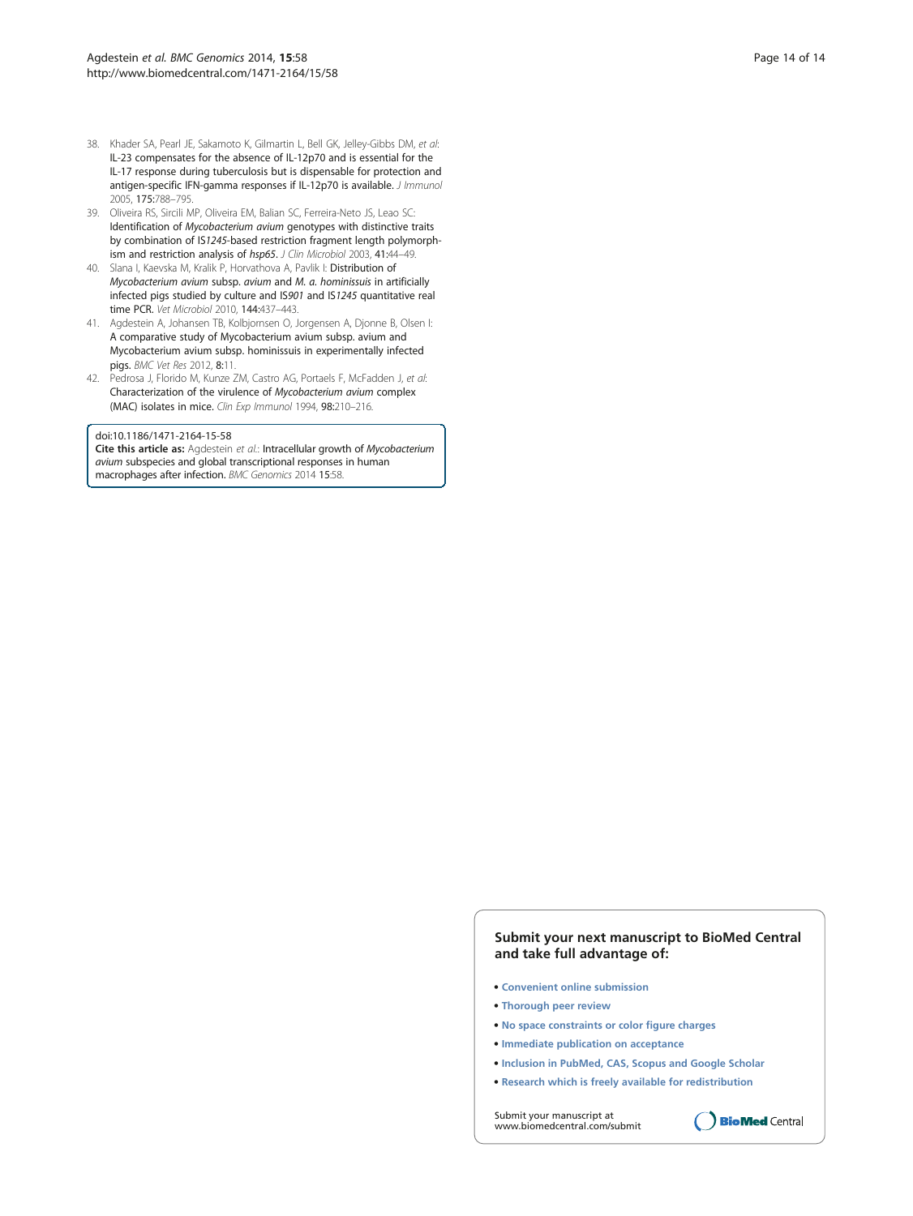38. Khader SA, Pearl JE, Sakamoto K, Gilmartin L, Bell GK, Jelley-Gibbs DM, *et al*: IL-23 compensates for the absence of IL-12p70 and is essential for the IL-17 response during tuberculosis but is dispensable for protection and antigen-specific IFN-gamma responses if IL-12p70 is available. *J Immunol* 2005, **175:**788–795.
39. Oliveira RS, Sircili MP, Oliveira EM, Balian SC, Ferreira-Neto JS, Leao SC: Identification of *Mycobacterium avium* genotypes with distinctive traits by combination of IS*1245*-based restriction fragment length polymorphism and restriction analysis of *hsp65*. *J Clin Microbiol* 2003, **41:**44–49.
40. Slana I, Kaevska M, Kralik P, Horvathova A, Pavlik I: Distribution of *Mycobacterium avium* subsp. *avium* and *M. a. hominissuis* in artificially infected pigs studied by culture and IS*901* and IS*1245* quantitative real time PCR. *Vet Microbiol* 2010, **144:**437–443.
41. Agdestein A, Johansen TB, Kolbjornsen O, Jorgensen A, Djonne B, Olsen I: A comparative study of Mycobacterium avium subsp. avium and Mycobacterium avium subsp. hominissuis in experimentally infected pigs. *BMC Vet Res* 2012, **8:**11.
42. Pedrosa J, Florido M, Kunze ZM, Castro AG, Portaels F, McFadden J, *et al*: Characterization of the virulence of *Mycobacterium avium* complex (MAC) isolates in mice. *Clin Exp Immunol* 1994, **98:**210–216.

doi:10.1186/1471-2164-15-58

**Cite this article as:** Agdestein *et al.*: Intracellular growth of *Mycobacterium avium* subspecies and global transcriptional responses in human macrophages after infection. *BMC Genomics* 2014 **15**:58.

**Submit your next manuscript to BioMed Central and take full advantage of:**

- **Convenient online submission**
- **Thorough peer review**
- **No space constraints or color figure charges**
- **Immediate publication on acceptance**
- **Inclusion in PubMed, CAS, Scopus and Google Scholar**
- **Research which is freely available for redistribution**

Submit your manuscript at www.biomedcentral.com/submit

BioMed Central